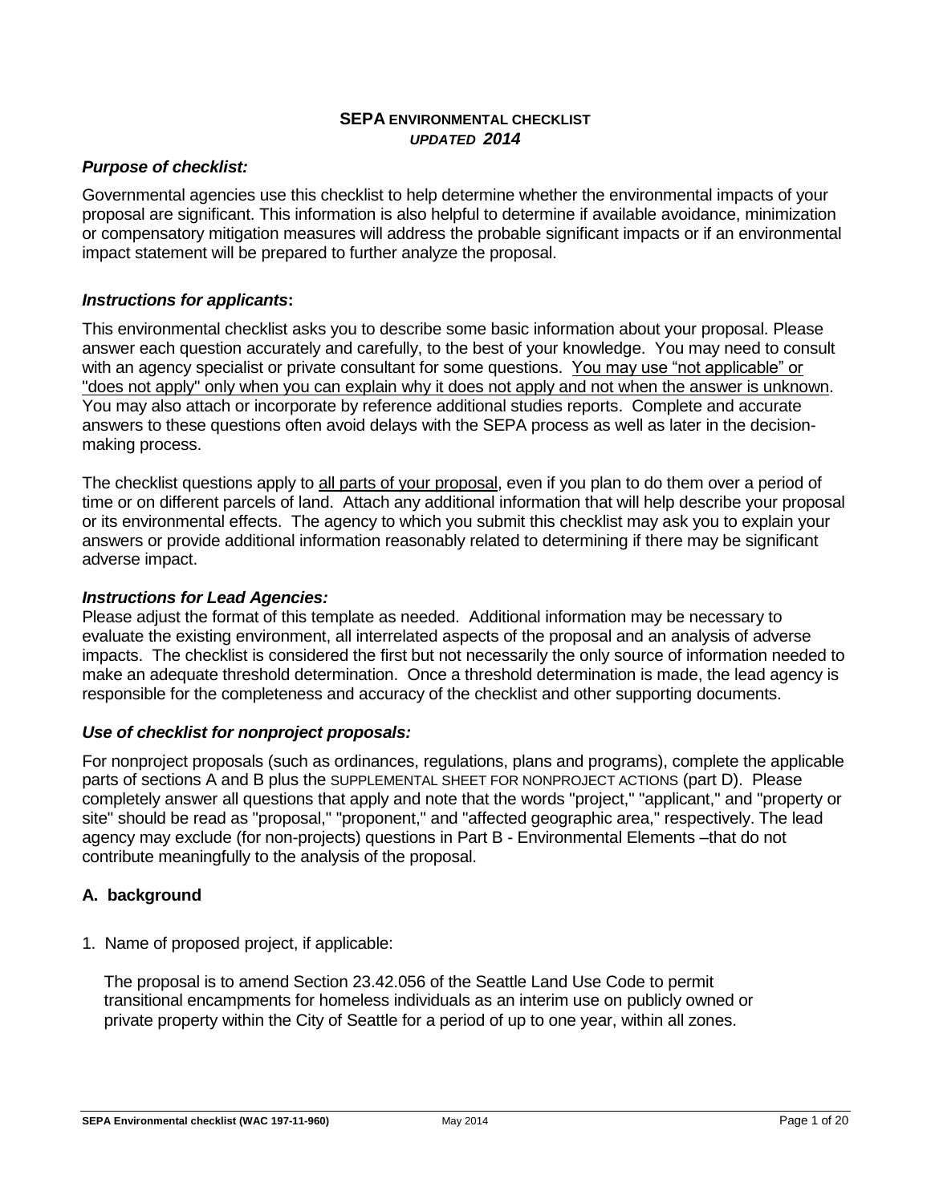# SEPA ENVIRONMENTAL CHECKLIST

*UPDATED* ***2014***

### *Purpose of checklist:*

Governmental agencies use this checklist to help determine whether the environmental impacts of your proposal are significant. This information is also helpful to determine if available avoidance, minimization or compensatory mitigation measures will address the probable significant impacts or if an environmental impact statement will be prepared to further analyze the proposal.

### *Instructions for applicants***:**

This environmental checklist asks you to describe some basic information about your proposal. Please answer each question accurately and carefully, to the best of your knowledge. You may need to consult with an agency specialist or private consultant for some questions. <u>You may use "not applicable" or "does not apply" only when you can explain why it does not apply and not when the answer is unknown</u>. You may also attach or incorporate by reference additional studies reports. Complete and accurate answers to these questions often avoid delays with the SEPA process as well as later in the decision-making process.

The checklist questions apply to <u>all parts of your proposal</u>, even if you plan to do them over a period of time or on different parcels of land. Attach any additional information that will help describe your proposal or its environmental effects. The agency to which you submit this checklist may ask you to explain your answers or provide additional information reasonably related to determining if there may be significant adverse impact.

### *Instructions for Lead Agencies:*

Please adjust the format of this template as needed. Additional information may be necessary to evaluate the existing environment, all interrelated aspects of the proposal and an analysis of adverse impacts. The checklist is considered the first but not necessarily the only source of information needed to make an adequate threshold determination. Once a threshold determination is made, the lead agency is responsible for the completeness and accuracy of the checklist and other supporting documents.

### *Use of checklist for nonproject proposals:*

For nonproject proposals (such as ordinances, regulations, plans and programs), complete the applicable parts of sections A and B plus the SUPPLEMENTAL SHEET FOR NONPROJECT ACTIONS (part D). Please completely answer all questions that apply and note that the words "project," "applicant," and "property or site" should be read as "proposal," "proponent," and "affected geographic area," respectively. The lead agency may exclude (for non-projects) questions in Part B - Environmental Elements –that do not contribute meaningfully to the analysis of the proposal.

## A. background

1. Name of proposed project, if applicable:

   The proposal is to amend Section 23.42.056 of the Seattle Land Use Code to permit transitional encampments for homeless individuals as an interim use on publicly owned or private property within the City of Seattle for a period of up to one year, within all zones.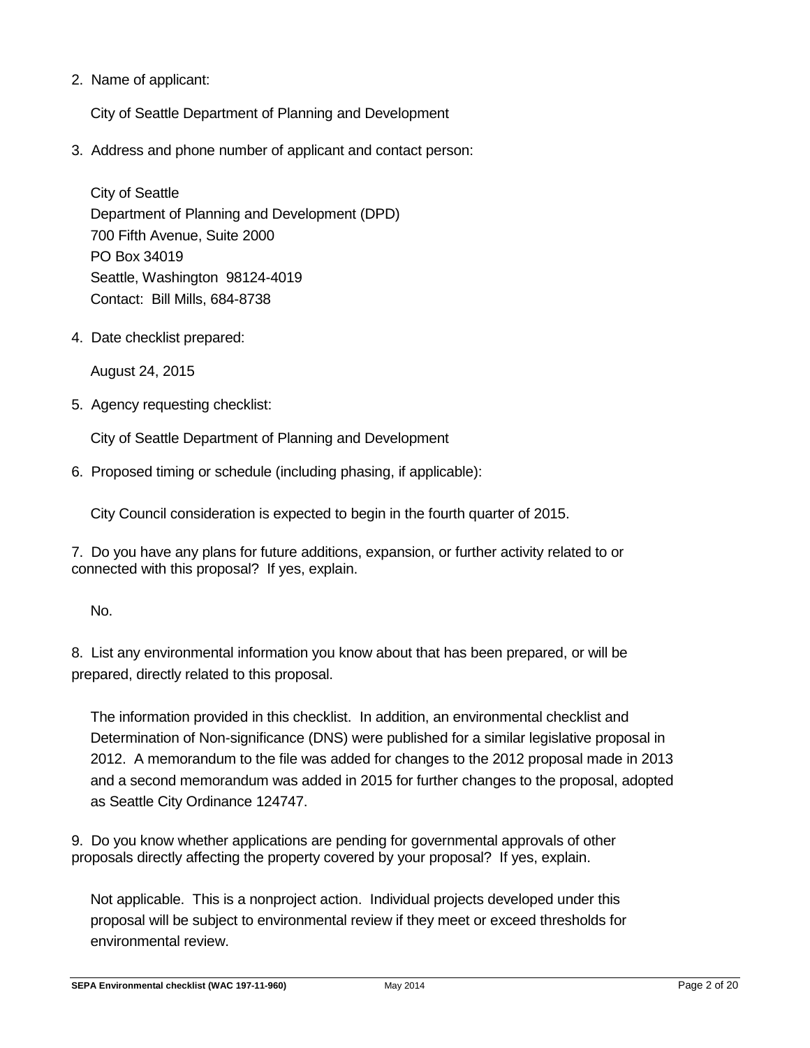2. Name of applicant:

   City of Seattle Department of Planning and Development

3. Address and phone number of applicant and contact person:

   City of Seattle
   Department of Planning and Development (DPD)
   700 Fifth Avenue, Suite 2000
   PO Box 34019
   Seattle, Washington 98124-4019
   Contact: Bill Mills, 684-8738

4. Date checklist prepared:

   August 24, 2015

5. Agency requesting checklist:

   City of Seattle Department of Planning and Development

6. Proposed timing or schedule (including phasing, if applicable):

   City Council consideration is expected to begin in the fourth quarter of 2015.

7. Do you have any plans for future additions, expansion, or further activity related to or connected with this proposal? If yes, explain.

   No.

8. List any environmental information you know about that has been prepared, or will be prepared, directly related to this proposal.

   The information provided in this checklist. In addition, an environmental checklist and Determination of Non-significance (DNS) were published for a similar legislative proposal in 2012. A memorandum to the file was added for changes to the 2012 proposal made in 2013 and a second memorandum was added in 2015 for further changes to the proposal, adopted as Seattle City Ordinance 124747.

9. Do you know whether applications are pending for governmental approvals of other proposals directly affecting the property covered by your proposal? If yes, explain.

   Not applicable. This is a nonproject action. Individual projects developed under this proposal will be subject to environmental review if they meet or exceed thresholds for environmental review.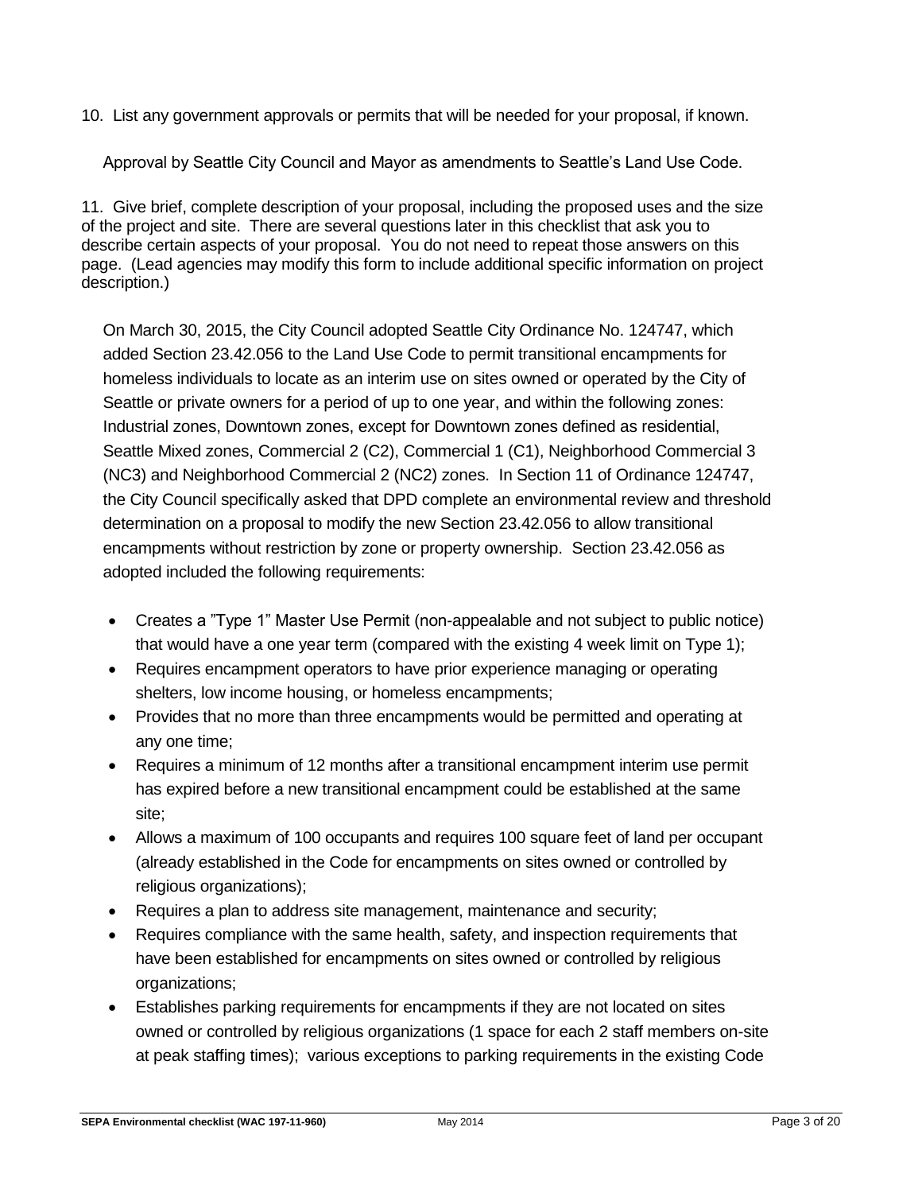10. List any government approvals or permits that will be needed for your proposal, if known.

Approval by Seattle City Council and Mayor as amendments to Seattle's Land Use Code.

11. Give brief, complete description of your proposal, including the proposed uses and the size of the project and site. There are several questions later in this checklist that ask you to describe certain aspects of your proposal. You do not need to repeat those answers on this page. (Lead agencies may modify this form to include additional specific information on project description.)

On March 30, 2015, the City Council adopted Seattle City Ordinance No. 124747, which added Section 23.42.056 to the Land Use Code to permit transitional encampments for homeless individuals to locate as an interim use on sites owned or operated by the City of Seattle or private owners for a period of up to one year, and within the following zones: Industrial zones, Downtown zones, except for Downtown zones defined as residential, Seattle Mixed zones, Commercial 2 (C2), Commercial 1 (C1), Neighborhood Commercial 3 (NC3) and Neighborhood Commercial 2 (NC2) zones. In Section 11 of Ordinance 124747, the City Council specifically asked that DPD complete an environmental review and threshold determination on a proposal to modify the new Section 23.42.056 to allow transitional encampments without restriction by zone or property ownership. Section 23.42.056 as adopted included the following requirements:

- Creates a "Type 1" Master Use Permit (non-appealable and not subject to public notice) that would have a one year term (compared with the existing 4 week limit on Type 1);
- Requires encampment operators to have prior experience managing or operating shelters, low income housing, or homeless encampments;
- Provides that no more than three encampments would be permitted and operating at any one time;
- Requires a minimum of 12 months after a transitional encampment interim use permit has expired before a new transitional encampment could be established at the same site;
- Allows a maximum of 100 occupants and requires 100 square feet of land per occupant (already established in the Code for encampments on sites owned or controlled by religious organizations);
- Requires a plan to address site management, maintenance and security;
- Requires compliance with the same health, safety, and inspection requirements that have been established for encampments on sites owned or controlled by religious organizations;
- Establishes parking requirements for encampments if they are not located on sites owned or controlled by religious organizations (1 space for each 2 staff members on-site at peak staffing times); various exceptions to parking requirements in the existing Code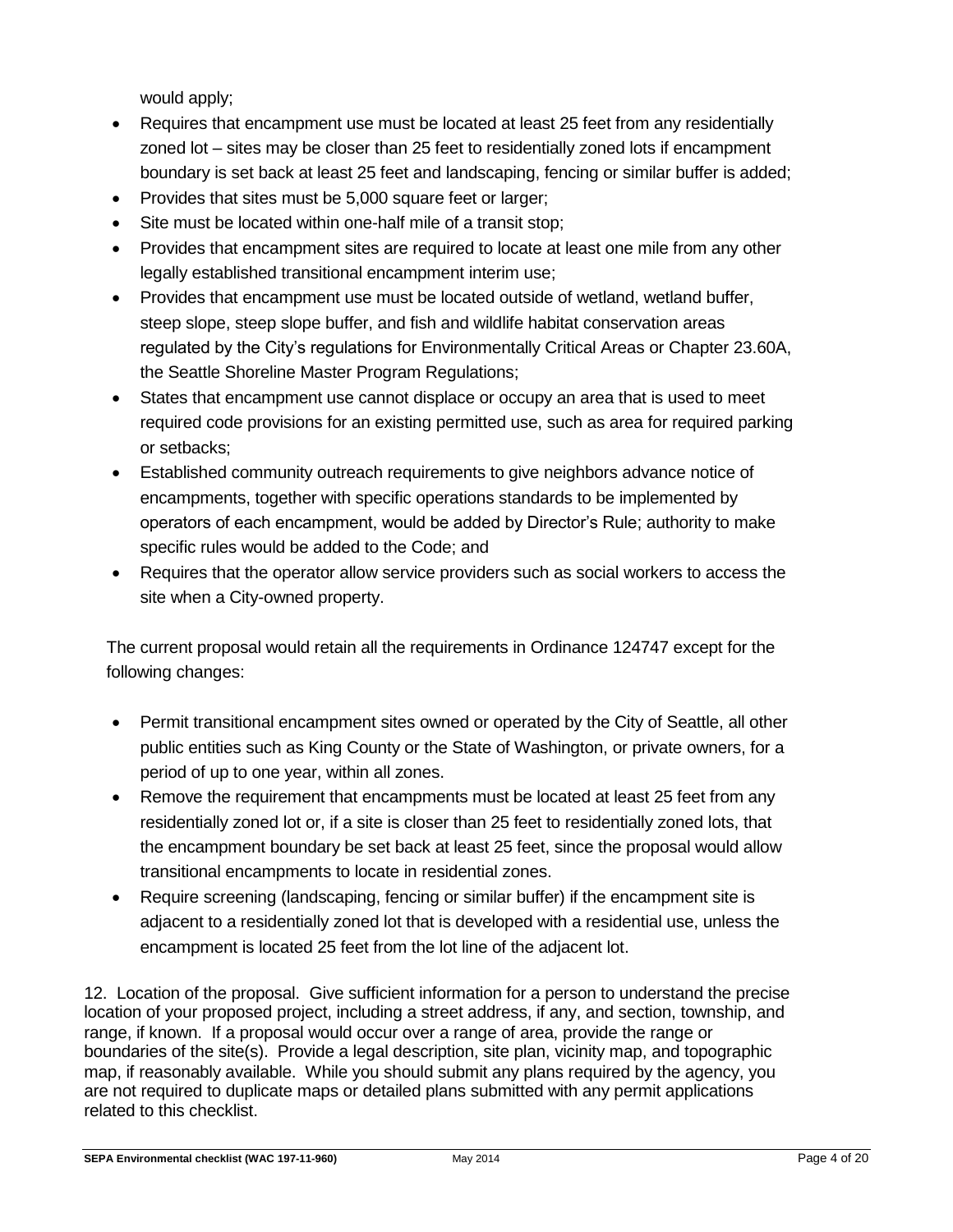would apply;

- Requires that encampment use must be located at least 25 feet from any residentially zoned lot – sites may be closer than 25 feet to residentially zoned lots if encampment boundary is set back at least 25 feet and landscaping, fencing or similar buffer is added;
- Provides that sites must be 5,000 square feet or larger;
- Site must be located within one-half mile of a transit stop;
- Provides that encampment sites are required to locate at least one mile from any other legally established transitional encampment interim use;
- Provides that encampment use must be located outside of wetland, wetland buffer, steep slope, steep slope buffer, and fish and wildlife habitat conservation areas regulated by the City's regulations for Environmentally Critical Areas or Chapter 23.60A, the Seattle Shoreline Master Program Regulations;
- States that encampment use cannot displace or occupy an area that is used to meet required code provisions for an existing permitted use, such as area for required parking or setbacks;
- Established community outreach requirements to give neighbors advance notice of encampments, together with specific operations standards to be implemented by operators of each encampment, would be added by Director's Rule; authority to make specific rules would be added to the Code; and
- Requires that the operator allow service providers such as social workers to access the site when a City-owned property.

The current proposal would retain all the requirements in Ordinance 124747 except for the following changes:

- Permit transitional encampment sites owned or operated by the City of Seattle, all other public entities such as King County or the State of Washington, or private owners, for a period of up to one year, within all zones.
- Remove the requirement that encampments must be located at least 25 feet from any residentially zoned lot or, if a site is closer than 25 feet to residentially zoned lots, that the encampment boundary be set back at least 25 feet, since the proposal would allow transitional encampments to locate in residential zones.
- Require screening (landscaping, fencing or similar buffer) if the encampment site is adjacent to a residentially zoned lot that is developed with a residential use, unless the encampment is located 25 feet from the lot line of the adjacent lot.

12. Location of the proposal. Give sufficient information for a person to understand the precise location of your proposed project, including a street address, if any, and section, township, and range, if known. If a proposal would occur over a range of area, provide the range or boundaries of the site(s). Provide a legal description, site plan, vicinity map, and topographic map, if reasonably available. While you should submit any plans required by the agency, you are not required to duplicate maps or detailed plans submitted with any permit applications related to this checklist.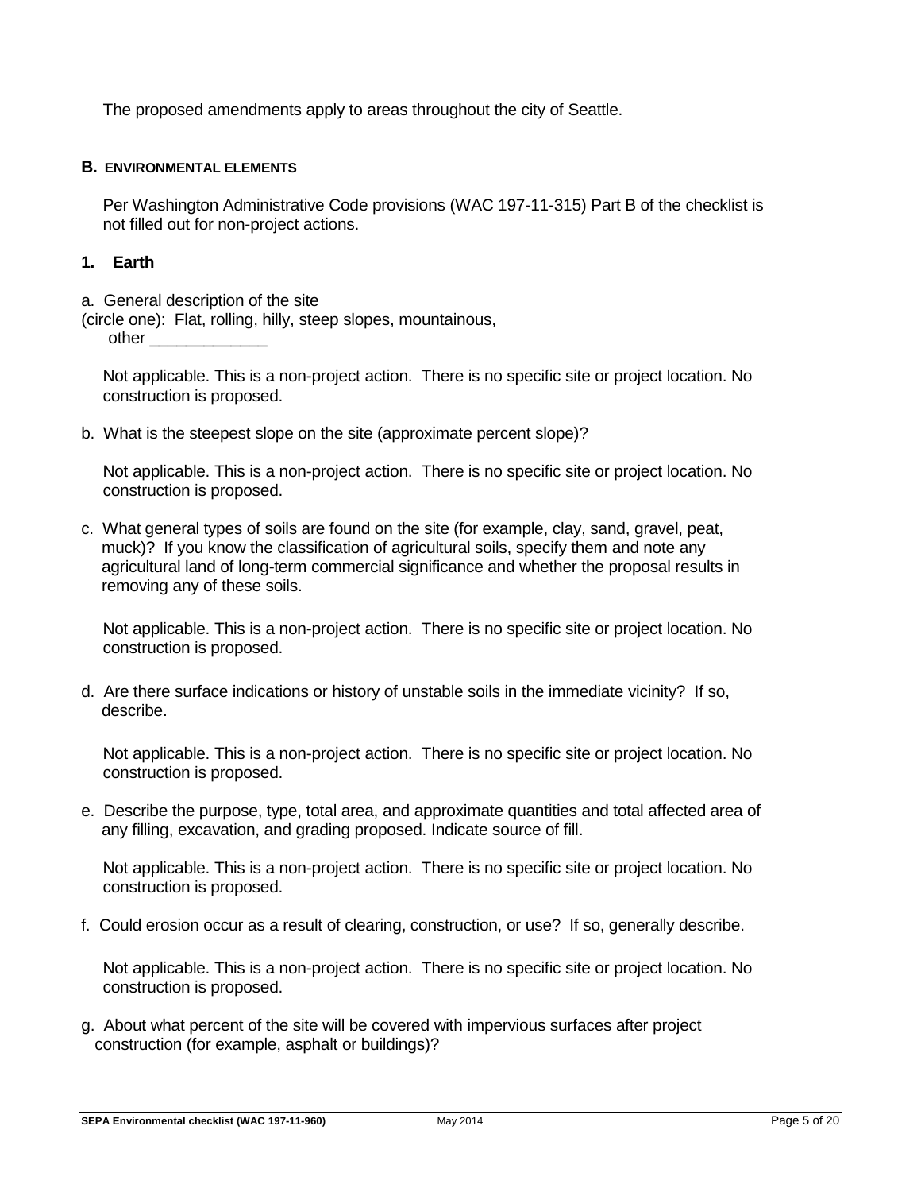The proposed amendments apply to areas throughout the city of Seattle.

## B. ENVIRONMENTAL ELEMENTS

Per Washington Administrative Code provisions (WAC 197-11-315) Part B of the checklist is not filled out for non-project actions.

### 1. Earth

a. General description of the site
(circle one): Flat, rolling, hilly, steep slopes, mountainous,
other _____________

Not applicable. This is a non-project action. There is no specific site or project location. No construction is proposed.

b. What is the steepest slope on the site (approximate percent slope)?

Not applicable. This is a non-project action. There is no specific site or project location. No construction is proposed.

c. What general types of soils are found on the site (for example, clay, sand, gravel, peat, muck)? If you know the classification of agricultural soils, specify them and note any agricultural land of long-term commercial significance and whether the proposal results in removing any of these soils.

Not applicable. This is a non-project action. There is no specific site or project location. No construction is proposed.

d. Are there surface indications or history of unstable soils in the immediate vicinity? If so, describe.

Not applicable. This is a non-project action. There is no specific site or project location. No construction is proposed.

e. Describe the purpose, type, total area, and approximate quantities and total affected area of any filling, excavation, and grading proposed. Indicate source of fill.

Not applicable. This is a non-project action. There is no specific site or project location. No construction is proposed.

f. Could erosion occur as a result of clearing, construction, or use? If so, generally describe.

Not applicable. This is a non-project action. There is no specific site or project location. No construction is proposed.

g. About what percent of the site will be covered with impervious surfaces after project construction (for example, asphalt or buildings)?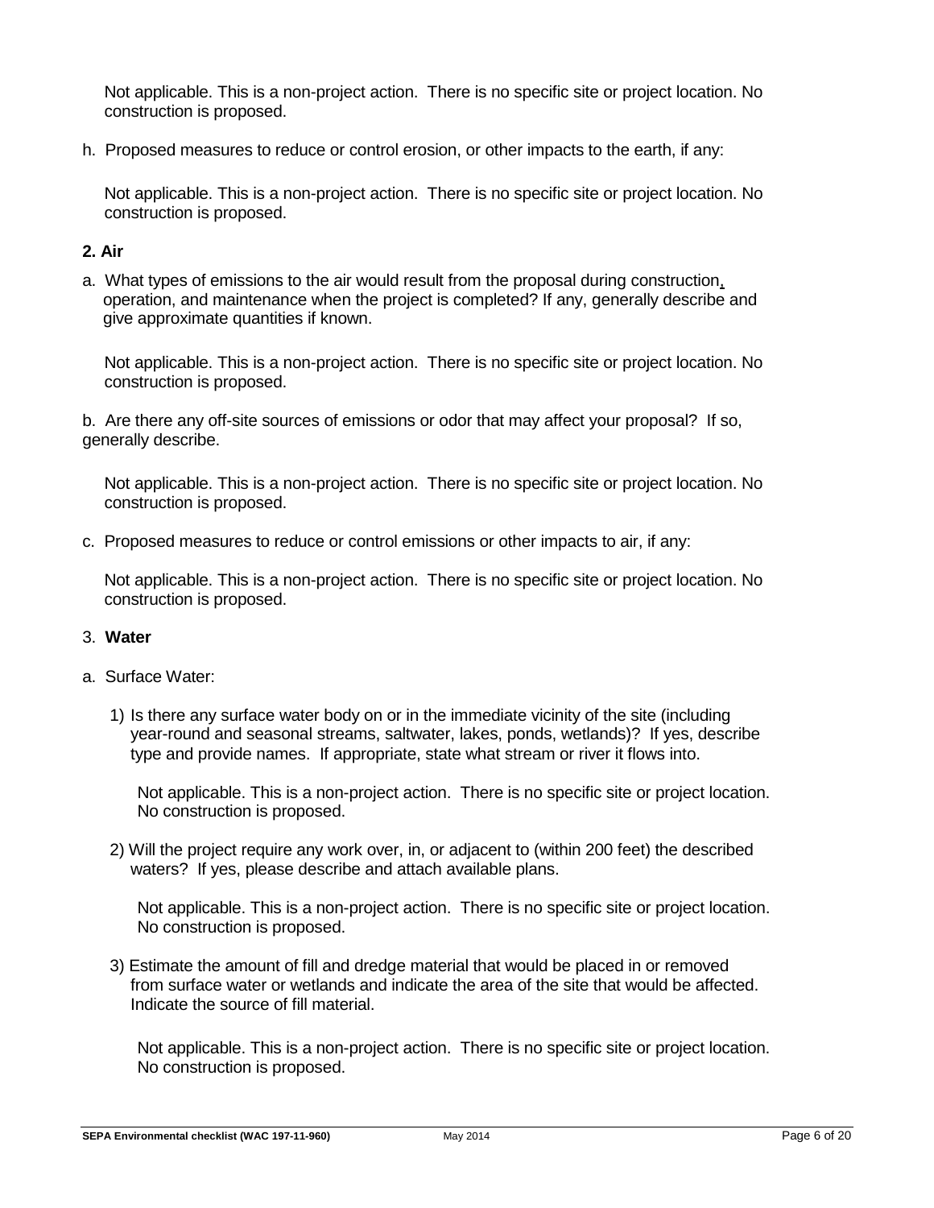Not applicable. This is a non-project action. There is no specific site or project location. No construction is proposed.

h. Proposed measures to reduce or control erosion, or other impacts to the earth, if any:

Not applicable. This is a non-project action. There is no specific site or project location. No construction is proposed.

**2. Air**

a. What types of emissions to the air would result from the proposal during construction, operation, and maintenance when the project is completed? If any, generally describe and give approximate quantities if known.

Not applicable. This is a non-project action. There is no specific site or project location. No construction is proposed.

b. Are there any off-site sources of emissions or odor that may affect your proposal? If so, generally describe.

Not applicable. This is a non-project action. There is no specific site or project location. No construction is proposed.

c. Proposed measures to reduce or control emissions or other impacts to air, if any:

Not applicable. This is a non-project action. There is no specific site or project location. No construction is proposed.

3. **Water**

a. Surface Water:

1) Is there any surface water body on or in the immediate vicinity of the site (including year-round and seasonal streams, saltwater, lakes, ponds, wetlands)? If yes, describe type and provide names. If appropriate, state what stream or river it flows into.

Not applicable. This is a non-project action. There is no specific site or project location. No construction is proposed.

2) Will the project require any work over, in, or adjacent to (within 200 feet) the described waters? If yes, please describe and attach available plans.

Not applicable. This is a non-project action. There is no specific site or project location. No construction is proposed.

3) Estimate the amount of fill and dredge material that would be placed in or removed from surface water or wetlands and indicate the area of the site that would be affected. Indicate the source of fill material.

Not applicable. This is a non-project action. There is no specific site or project location. No construction is proposed.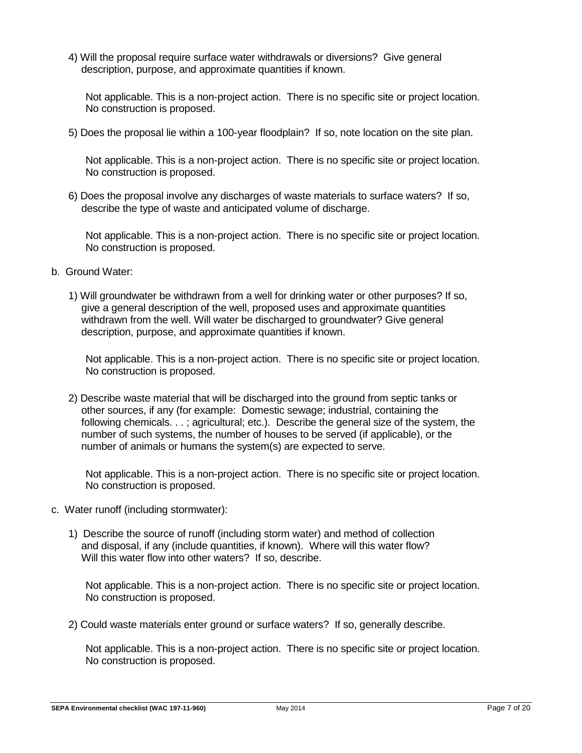4) Will the proposal require surface water withdrawals or diversions? Give general description, purpose, and approximate quantities if known.

   Not applicable. This is a non-project action. There is no specific site or project location. No construction is proposed.

5) Does the proposal lie within a 100-year floodplain? If so, note location on the site plan.

   Not applicable. This is a non-project action. There is no specific site or project location. No construction is proposed.

6) Does the proposal involve any discharges of waste materials to surface waters? If so, describe the type of waste and anticipated volume of discharge.

   Not applicable. This is a non-project action. There is no specific site or project location. No construction is proposed.

b. Ground Water:

1) Will groundwater be withdrawn from a well for drinking water or other purposes? If so, give a general description of the well, proposed uses and approximate quantities withdrawn from the well. Will water be discharged to groundwater? Give general description, purpose, and approximate quantities if known.

   Not applicable. This is a non-project action. There is no specific site or project location. No construction is proposed.

2) Describe waste material that will be discharged into the ground from septic tanks or other sources, if any (for example: Domestic sewage; industrial, containing the following chemicals. . . ; agricultural; etc.). Describe the general size of the system, the number of such systems, the number of houses to be served (if applicable), or the number of animals or humans the system(s) are expected to serve.

   Not applicable. This is a non-project action. There is no specific site or project location. No construction is proposed.

c. Water runoff (including stormwater):

1) Describe the source of runoff (including storm water) and method of collection and disposal, if any (include quantities, if known). Where will this water flow? Will this water flow into other waters? If so, describe.

   Not applicable. This is a non-project action. There is no specific site or project location. No construction is proposed.

2) Could waste materials enter ground or surface waters? If so, generally describe.

   Not applicable. This is a non-project action. There is no specific site or project location. No construction is proposed.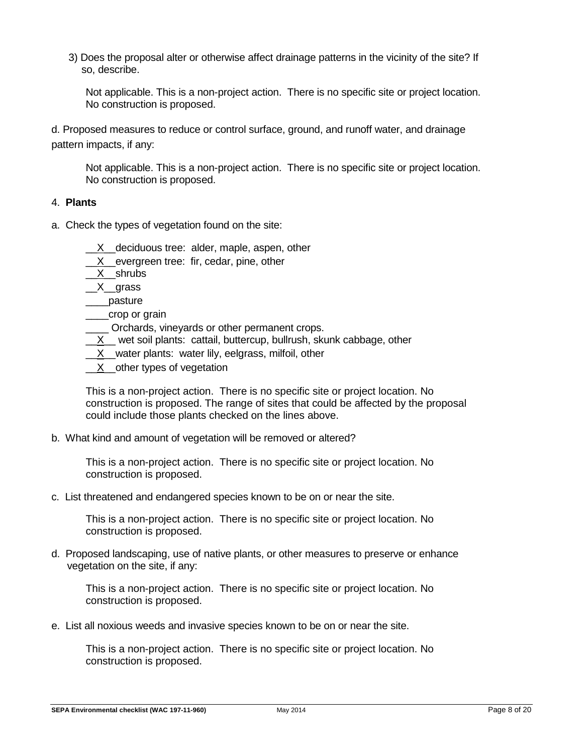3) Does the proposal alter or otherwise affect drainage patterns in the vicinity of the site? If so, describe.

Not applicable. This is a non-project action. There is no specific site or project location. No construction is proposed.

d. Proposed measures to reduce or control surface, ground, and runoff water, and drainage pattern impacts, if any:

Not applicable. This is a non-project action. There is no specific site or project location. No construction is proposed.

4. **Plants**

a. Check the types of vegetation found on the site:

__X__deciduous tree: alder, maple, aspen, other
__X__evergreen tree: fir, cedar, pine, other
__X__shrubs
__X__grass
____pasture
____crop or grain
____ Orchards, vineyards or other permanent crops.
__X__ wet soil plants: cattail, buttercup, bullrush, skunk cabbage, other
__X__water plants: water lily, eelgrass, milfoil, other
__X__other types of vegetation

This is a non-project action. There is no specific site or project location. No construction is proposed. The range of sites that could be affected by the proposal could include those plants checked on the lines above.

b. What kind and amount of vegetation will be removed or altered?

This is a non-project action. There is no specific site or project location. No construction is proposed.

c. List threatened and endangered species known to be on or near the site.

This is a non-project action. There is no specific site or project location. No construction is proposed.

d. Proposed landscaping, use of native plants, or other measures to preserve or enhance vegetation on the site, if any:

This is a non-project action. There is no specific site or project location. No construction is proposed.

e. List all noxious weeds and invasive species known to be on or near the site.

This is a non-project action. There is no specific site or project location. No construction is proposed.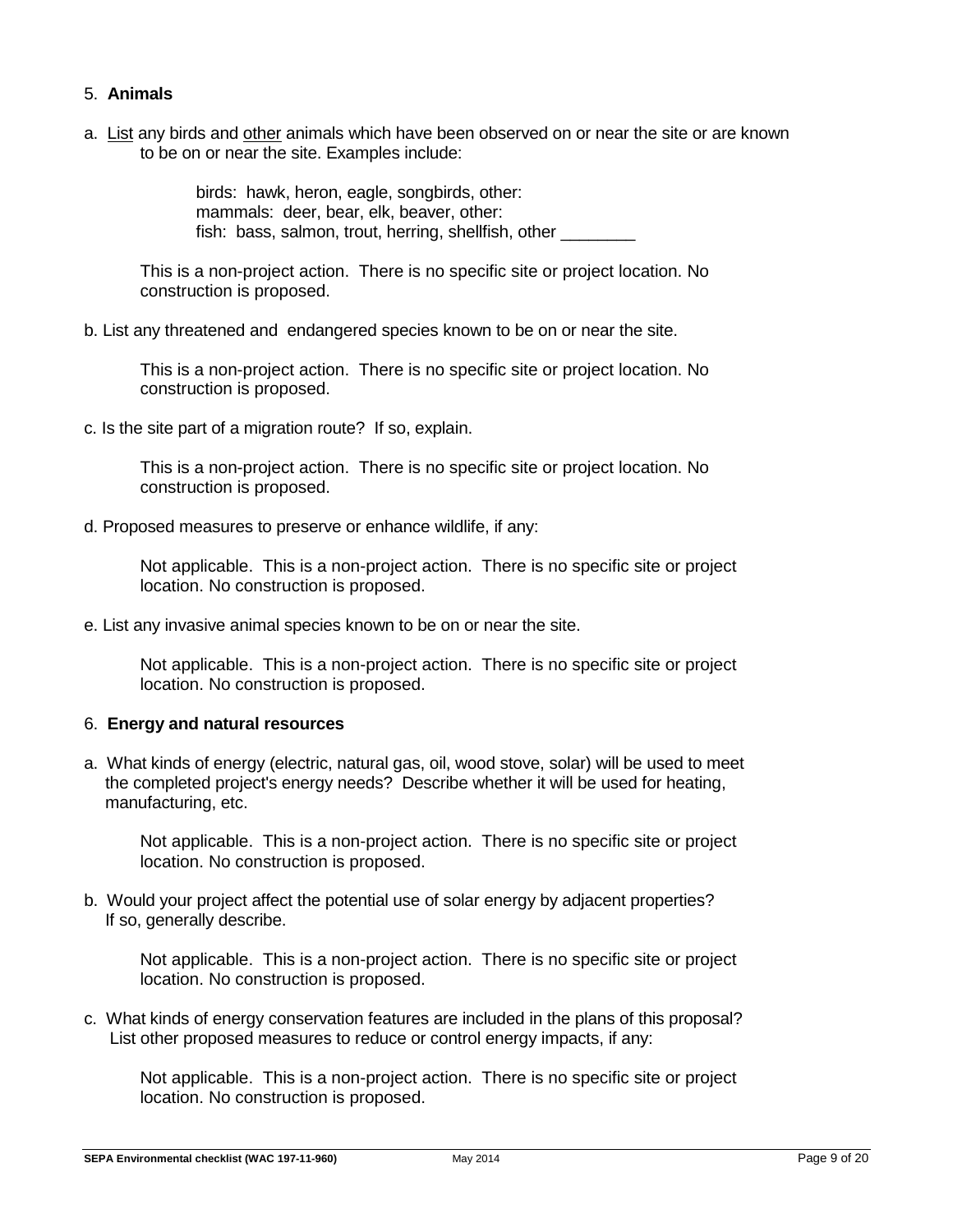5. **Animals**

a. List any birds and other animals which have been observed on or near the site or are known to be on or near the site. Examples include:

   birds: hawk, heron, eagle, songbirds, other:
   mammals: deer, bear, elk, beaver, other:
   fish: bass, salmon, trout, herring, shellfish, other ________

   This is a non-project action. There is no specific site or project location. No construction is proposed.

b. List any threatened and endangered species known to be on or near the site.

   This is a non-project action. There is no specific site or project location. No construction is proposed.

c. Is the site part of a migration route? If so, explain.

   This is a non-project action. There is no specific site or project location. No construction is proposed.

d. Proposed measures to preserve or enhance wildlife, if any:

   Not applicable. This is a non-project action. There is no specific site or project location. No construction is proposed.

e. List any invasive animal species known to be on or near the site.

   Not applicable. This is a non-project action. There is no specific site or project location. No construction is proposed.

6. **Energy and natural resources**

a. What kinds of energy (electric, natural gas, oil, wood stove, solar) will be used to meet the completed project's energy needs? Describe whether it will be used for heating, manufacturing, etc.

   Not applicable. This is a non-project action. There is no specific site or project location. No construction is proposed.

b. Would your project affect the potential use of solar energy by adjacent properties? If so, generally describe.

   Not applicable. This is a non-project action. There is no specific site or project location. No construction is proposed.

c. What kinds of energy conservation features are included in the plans of this proposal? List other proposed measures to reduce or control energy impacts, if any:

   Not applicable. This is a non-project action. There is no specific site or project location. No construction is proposed.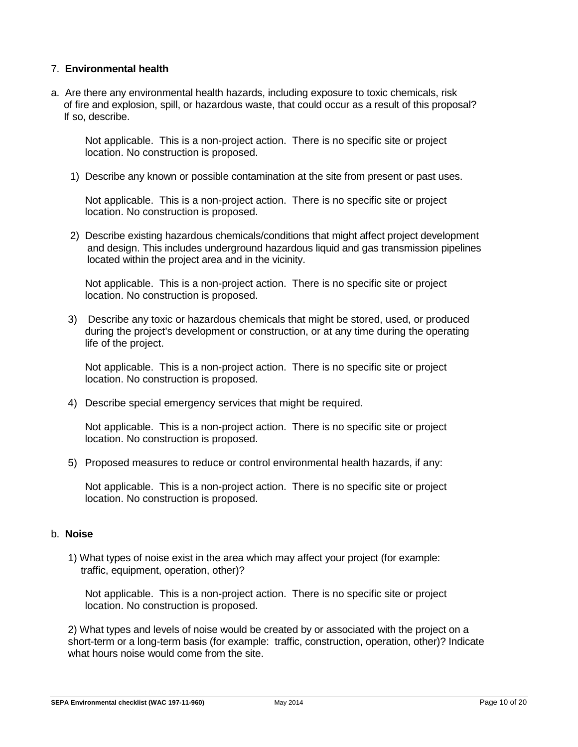7. **Environmental health**

a. Are there any environmental health hazards, including exposure to toxic chemicals, risk of fire and explosion, spill, or hazardous waste, that could occur as a result of this proposal? If so, describe.

Not applicable. This is a non-project action. There is no specific site or project location. No construction is proposed.

1) Describe any known or possible contamination at the site from present or past uses.

Not applicable. This is a non-project action. There is no specific site or project location. No construction is proposed.

2) Describe existing hazardous chemicals/conditions that might affect project development and design. This includes underground hazardous liquid and gas transmission pipelines located within the project area and in the vicinity.

Not applicable. This is a non-project action. There is no specific site or project location. No construction is proposed.

3) Describe any toxic or hazardous chemicals that might be stored, used, or produced during the project's development or construction, or at any time during the operating life of the project.

Not applicable. This is a non-project action. There is no specific site or project location. No construction is proposed.

4) Describe special emergency services that might be required.

Not applicable. This is a non-project action. There is no specific site or project location. No construction is proposed.

5) Proposed measures to reduce or control environmental health hazards, if any:

Not applicable. This is a non-project action. There is no specific site or project location. No construction is proposed.

b. **Noise**

1) What types of noise exist in the area which may affect your project (for example: traffic, equipment, operation, other)?

Not applicable. This is a non-project action. There is no specific site or project location. No construction is proposed.

2) What types and levels of noise would be created by or associated with the project on a short-term or a long-term basis (for example: traffic, construction, operation, other)? Indicate what hours noise would come from the site.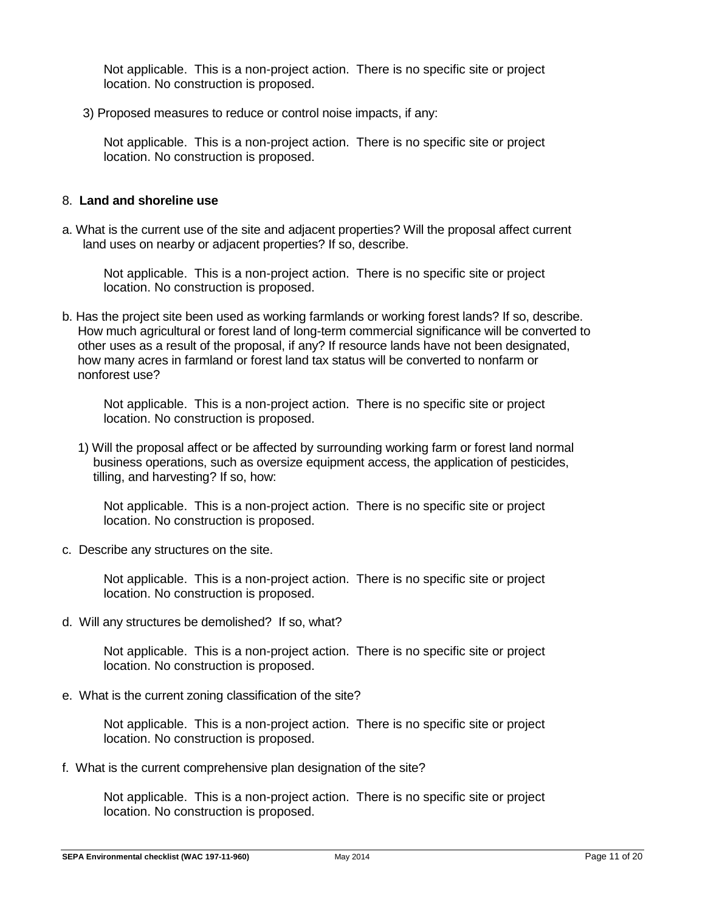Not applicable. This is a non-project action. There is no specific site or project location. No construction is proposed.

3) Proposed measures to reduce or control noise impacts, if any:

Not applicable. This is a non-project action. There is no specific site or project location. No construction is proposed.

8. **Land and shoreline use**

a. What is the current use of the site and adjacent properties? Will the proposal affect current land uses on nearby or adjacent properties? If so, describe.

Not applicable. This is a non-project action. There is no specific site or project location. No construction is proposed.

b. Has the project site been used as working farmlands or working forest lands? If so, describe. How much agricultural or forest land of long-term commercial significance will be converted to other uses as a result of the proposal, if any? If resource lands have not been designated, how many acres in farmland or forest land tax status will be converted to nonfarm or nonforest use?

Not applicable. This is a non-project action. There is no specific site or project location. No construction is proposed.

1) Will the proposal affect or be affected by surrounding working farm or forest land normal business operations, such as oversize equipment access, the application of pesticides, tilling, and harvesting? If so, how:

Not applicable. This is a non-project action. There is no specific site or project location. No construction is proposed.

c. Describe any structures on the site.

Not applicable. This is a non-project action. There is no specific site or project location. No construction is proposed.

d. Will any structures be demolished? If so, what?

Not applicable. This is a non-project action. There is no specific site or project location. No construction is proposed.

e. What is the current zoning classification of the site?

Not applicable. This is a non-project action. There is no specific site or project location. No construction is proposed.

f. What is the current comprehensive plan designation of the site?

Not applicable. This is a non-project action. There is no specific site or project location. No construction is proposed.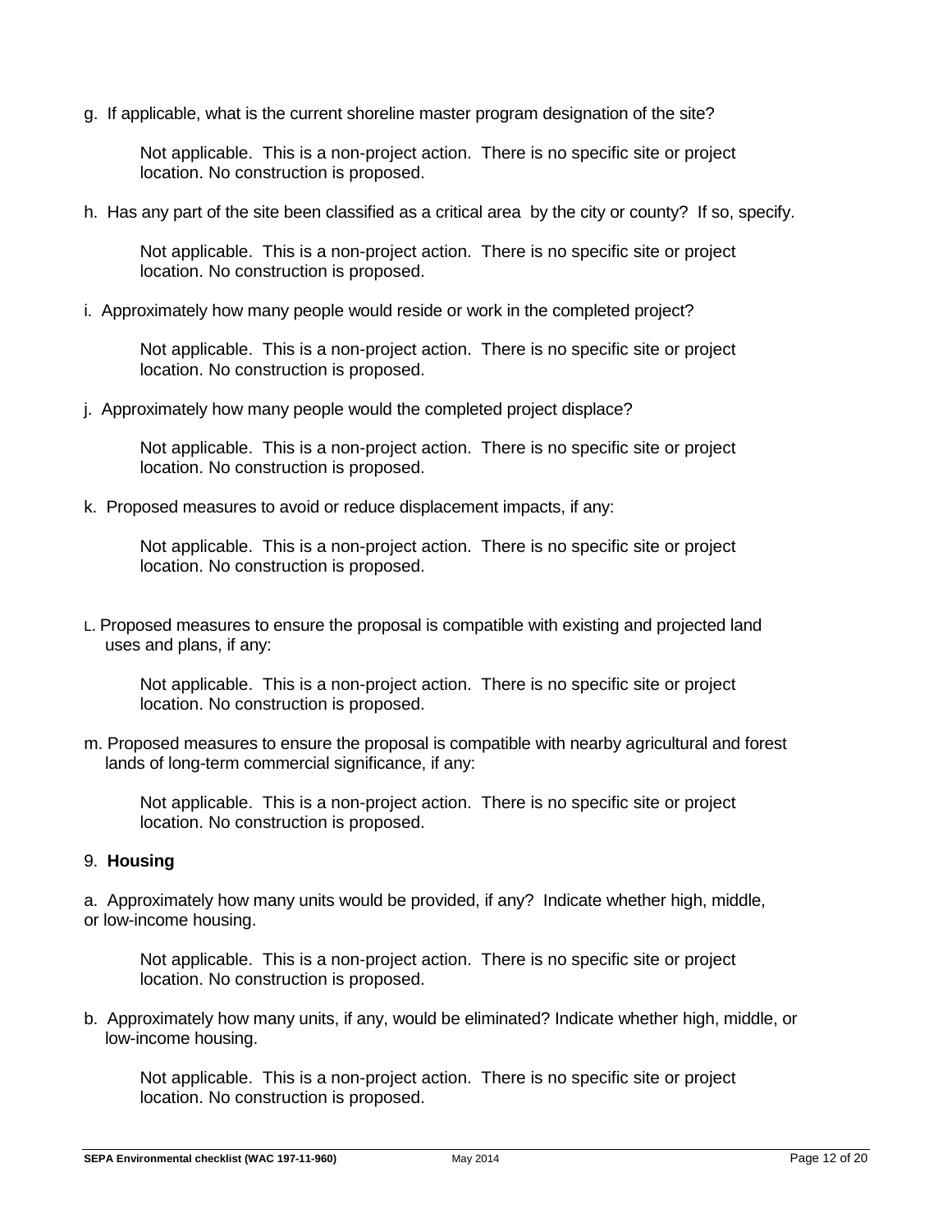g. If applicable, what is the current shoreline master program designation of the site?

Not applicable. This is a non-project action. There is no specific site or project location. No construction is proposed.

h. Has any part of the site been classified as a critical area by the city or county? If so, specify.

Not applicable. This is a non-project action. There is no specific site or project location. No construction is proposed.

i. Approximately how many people would reside or work in the completed project?

Not applicable. This is a non-project action. There is no specific site or project location. No construction is proposed.

j. Approximately how many people would the completed project displace?

Not applicable. This is a non-project action. There is no specific site or project location. No construction is proposed.

k. Proposed measures to avoid or reduce displacement impacts, if any:

Not applicable. This is a non-project action. There is no specific site or project location. No construction is proposed.

L. Proposed measures to ensure the proposal is compatible with existing and projected land uses and plans, if any:

Not applicable. This is a non-project action. There is no specific site or project location. No construction is proposed.

m. Proposed measures to ensure the proposal is compatible with nearby agricultural and forest lands of long-term commercial significance, if any:

Not applicable. This is a non-project action. There is no specific site or project location. No construction is proposed.

## 9. **Housing**

a. Approximately how many units would be provided, if any? Indicate whether high, middle, or low-income housing.

Not applicable. This is a non-project action. There is no specific site or project location. No construction is proposed.

b. Approximately how many units, if any, would be eliminated? Indicate whether high, middle, or low-income housing.

Not applicable. This is a non-project action. There is no specific site or project location. No construction is proposed.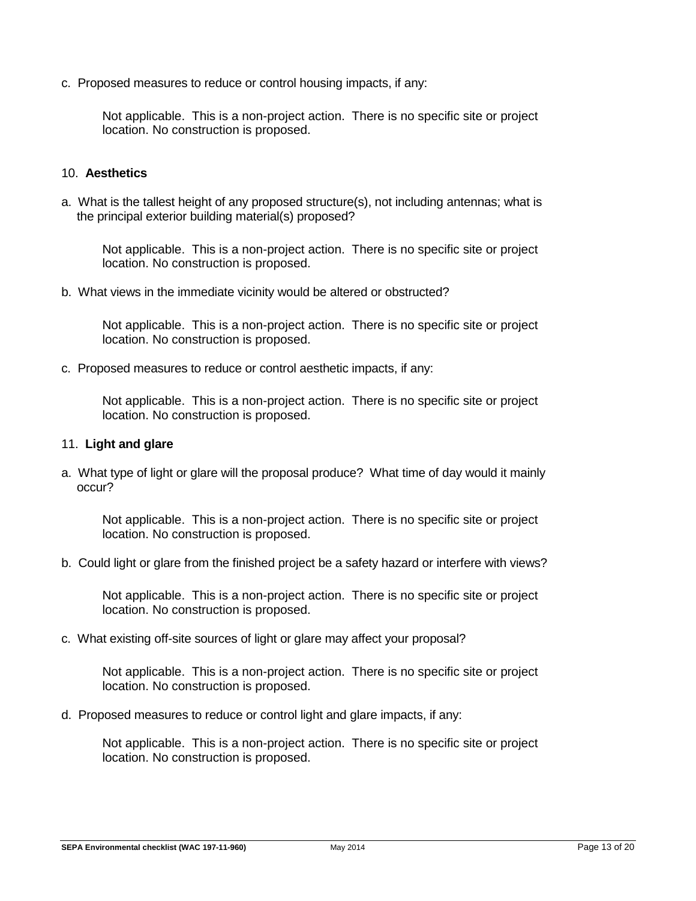c. Proposed measures to reduce or control housing impacts, if any:

Not applicable. This is a non-project action. There is no specific site or project location. No construction is proposed.

## 10. **Aesthetics**

a. What is the tallest height of any proposed structure(s), not including antennas; what is the principal exterior building material(s) proposed?

Not applicable. This is a non-project action. There is no specific site or project location. No construction is proposed.

b. What views in the immediate vicinity would be altered or obstructed?

Not applicable. This is a non-project action. There is no specific site or project location. No construction is proposed.

c. Proposed measures to reduce or control aesthetic impacts, if any:

Not applicable. This is a non-project action. There is no specific site or project location. No construction is proposed.

## 11. **Light and glare**

a. What type of light or glare will the proposal produce? What time of day would it mainly occur?

Not applicable. This is a non-project action. There is no specific site or project location. No construction is proposed.

b. Could light or glare from the finished project be a safety hazard or interfere with views?

Not applicable. This is a non-project action. There is no specific site or project location. No construction is proposed.

c. What existing off-site sources of light or glare may affect your proposal?

Not applicable. This is a non-project action. There is no specific site or project location. No construction is proposed.

d. Proposed measures to reduce or control light and glare impacts, if any:

Not applicable. This is a non-project action. There is no specific site or project location. No construction is proposed.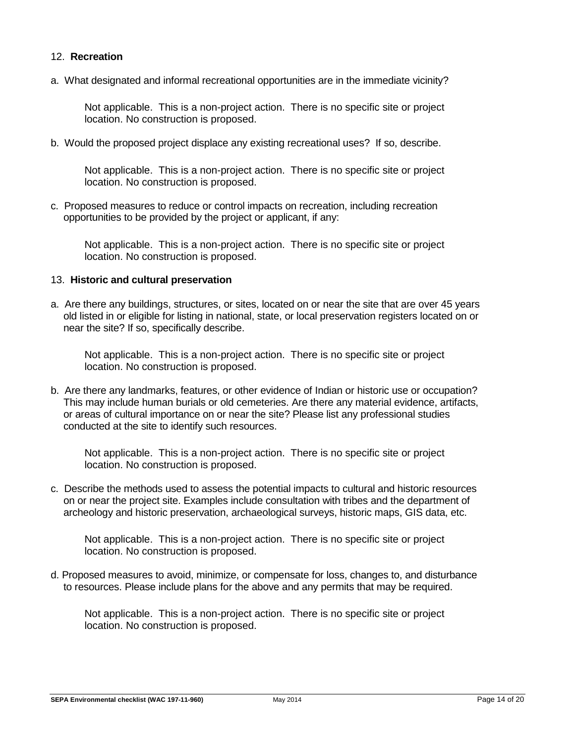## 12. **Recreation**

a. What designated and informal recreational opportunities are in the immediate vicinity?

> Not applicable. This is a non-project action. There is no specific site or project location. No construction is proposed.

b. Would the proposed project displace any existing recreational uses? If so, describe.

> Not applicable. This is a non-project action. There is no specific site or project location. No construction is proposed.

c. Proposed measures to reduce or control impacts on recreation, including recreation opportunities to be provided by the project or applicant, if any:

> Not applicable. This is a non-project action. There is no specific site or project location. No construction is proposed.

## 13. **Historic and cultural preservation**

a. Are there any buildings, structures, or sites, located on or near the site that are over 45 years old listed in or eligible for listing in national, state, or local preservation registers located on or near the site? If so, specifically describe.

> Not applicable. This is a non-project action. There is no specific site or project location. No construction is proposed.

b. Are there any landmarks, features, or other evidence of Indian or historic use or occupation? This may include human burials or old cemeteries. Are there any material evidence, artifacts, or areas of cultural importance on or near the site? Please list any professional studies conducted at the site to identify such resources.

> Not applicable. This is a non-project action. There is no specific site or project location. No construction is proposed.

c. Describe the methods used to assess the potential impacts to cultural and historic resources on or near the project site. Examples include consultation with tribes and the department of archeology and historic preservation, archaeological surveys, historic maps, GIS data, etc.

> Not applicable. This is a non-project action. There is no specific site or project location. No construction is proposed.

d. Proposed measures to avoid, minimize, or compensate for loss, changes to, and disturbance to resources. Please include plans for the above and any permits that may be required.

> Not applicable. This is a non-project action. There is no specific site or project location. No construction is proposed.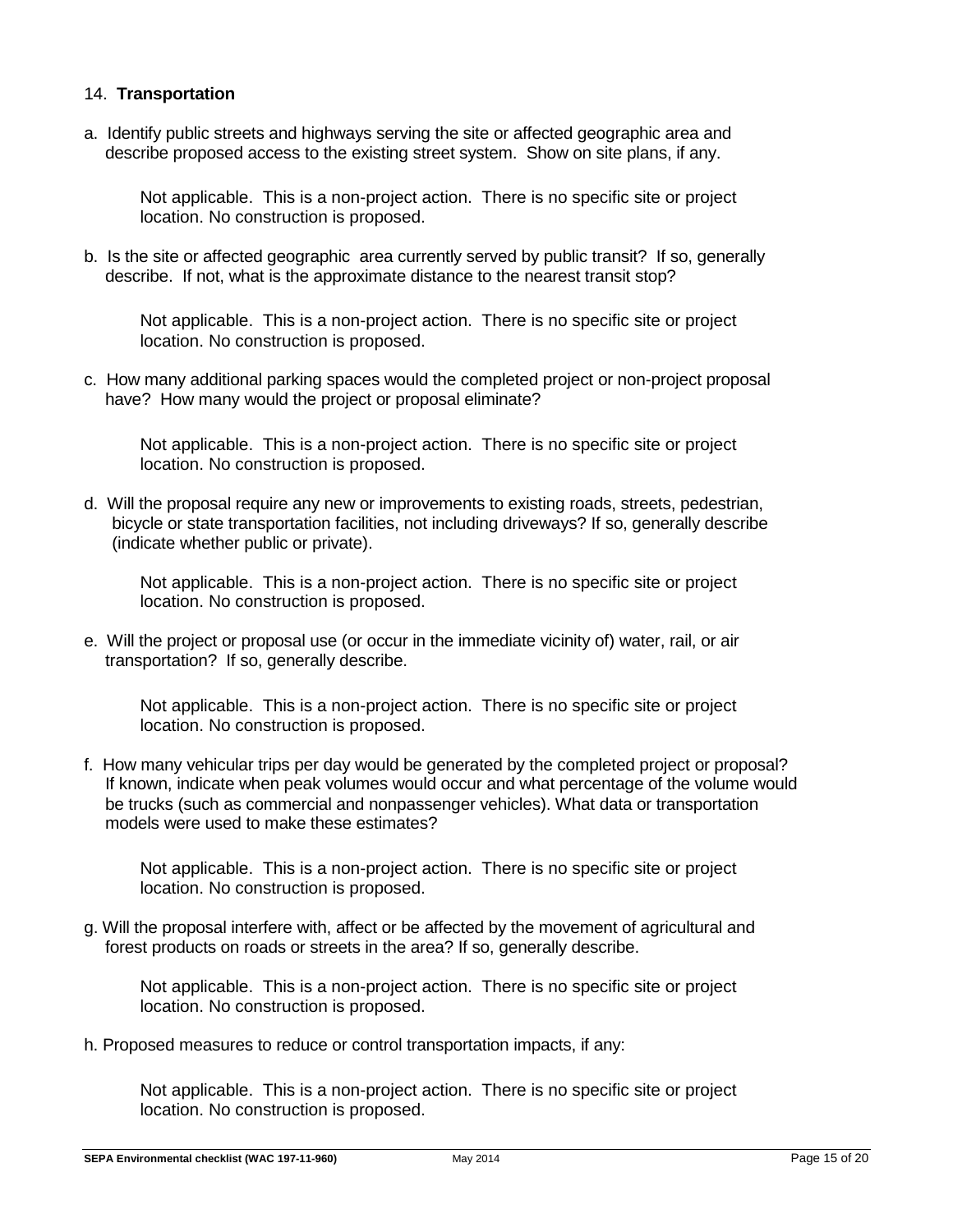14. **Transportation**

a. Identify public streets and highways serving the site or affected geographic area and describe proposed access to the existing street system. Show on site plans, if any.

Not applicable. This is a non-project action. There is no specific site or project location. No construction is proposed.

b. Is the site or affected geographic area currently served by public transit? If so, generally describe. If not, what is the approximate distance to the nearest transit stop?

Not applicable. This is a non-project action. There is no specific site or project location. No construction is proposed.

c. How many additional parking spaces would the completed project or non-project proposal have? How many would the project or proposal eliminate?

Not applicable. This is a non-project action. There is no specific site or project location. No construction is proposed.

d. Will the proposal require any new or improvements to existing roads, streets, pedestrian, bicycle or state transportation facilities, not including driveways? If so, generally describe (indicate whether public or private).

Not applicable. This is a non-project action. There is no specific site or project location. No construction is proposed.

e. Will the project or proposal use (or occur in the immediate vicinity of) water, rail, or air transportation? If so, generally describe.

Not applicable. This is a non-project action. There is no specific site or project location. No construction is proposed.

f. How many vehicular trips per day would be generated by the completed project or proposal? If known, indicate when peak volumes would occur and what percentage of the volume would be trucks (such as commercial and nonpassenger vehicles). What data or transportation models were used to make these estimates?

Not applicable. This is a non-project action. There is no specific site or project location. No construction is proposed.

g. Will the proposal interfere with, affect or be affected by the movement of agricultural and forest products on roads or streets in the area? If so, generally describe.

Not applicable. This is a non-project action. There is no specific site or project location. No construction is proposed.

h. Proposed measures to reduce or control transportation impacts, if any:

Not applicable. This is a non-project action. There is no specific site or project location. No construction is proposed.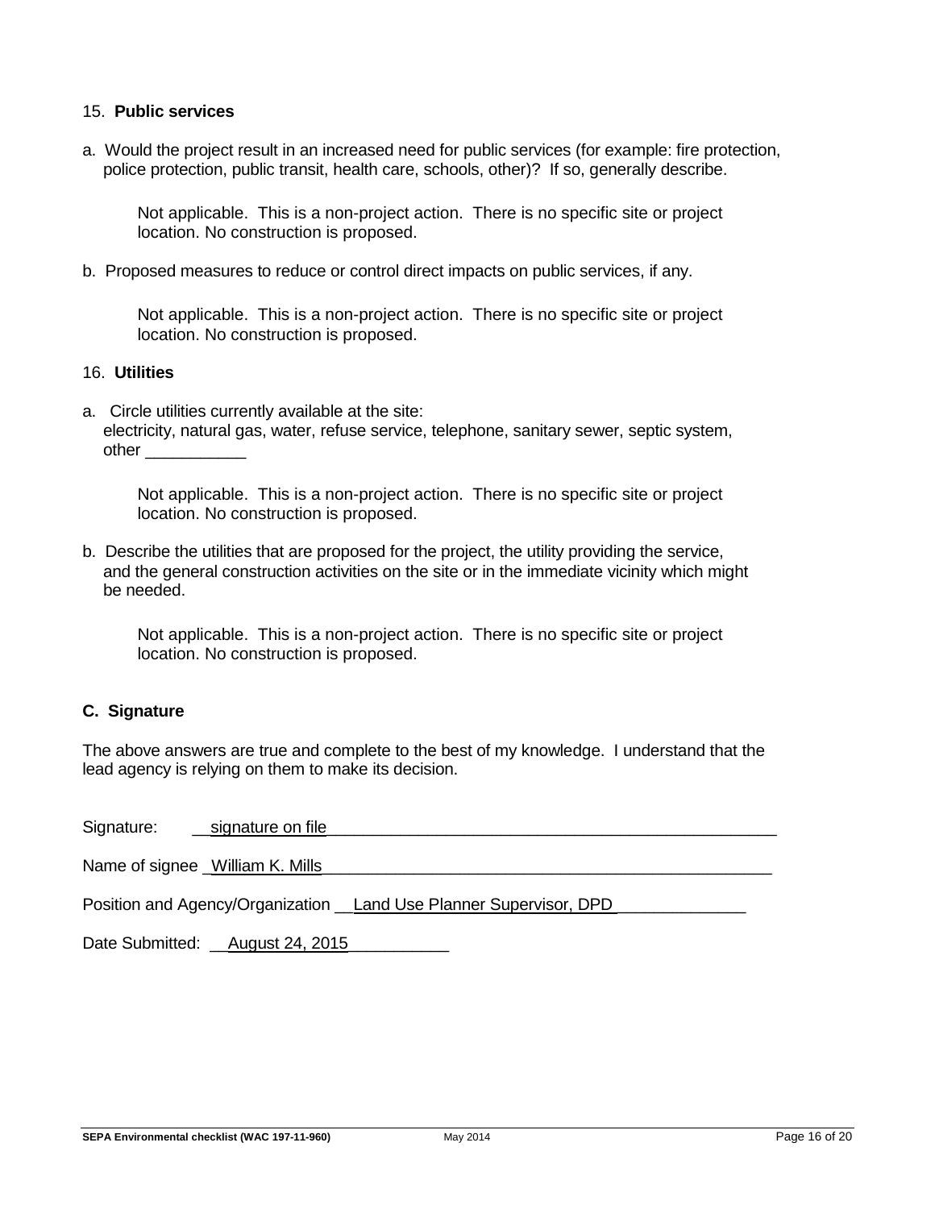### 15. **Public services**

a. Would the project result in an increased need for public services (for example: fire protection, police protection, public transit, health care, schools, other)? If so, generally describe.

> Not applicable. This is a non-project action. There is no specific site or project location. No construction is proposed.

b. Proposed measures to reduce or control direct impacts on public services, if any.

> Not applicable. This is a non-project action. There is no specific site or project location. No construction is proposed.

### 16. **Utilities**

a. Circle utilities currently available at the site:
electricity, natural gas, water, refuse service, telephone, sanitary sewer, septic system, other ___________

> Not applicable. This is a non-project action. There is no specific site or project location. No construction is proposed.

b. Describe the utilities that are proposed for the project, the utility providing the service, and the general construction activities on the site or in the immediate vicinity which might be needed.

> Not applicable. This is a non-project action. There is no specific site or project location. No construction is proposed.

## C. Signature

The above answers are true and complete to the best of my knowledge. I understand that the lead agency is relying on them to make its decision.

Signature: __signature on file____________________________________________________

Name of signee _William K. Mills____________________________________________________

Position and Agency/Organization __Land Use Planner Supervisor, DPD______________

Date Submitted: __August 24, 2015___________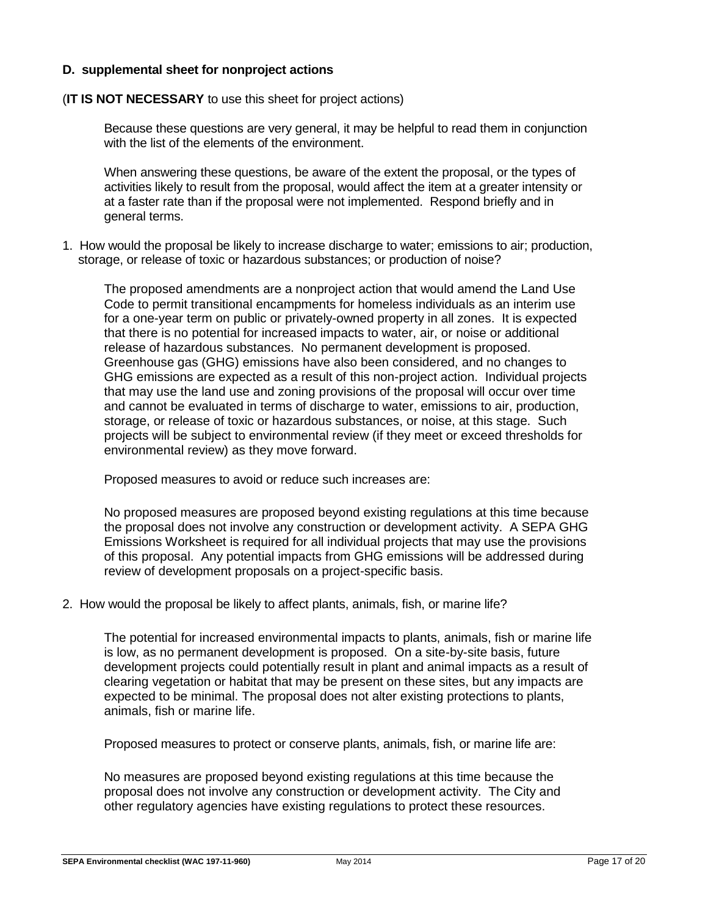### D. supplemental sheet for nonproject actions

(**IT IS NOT NECESSARY** to use this sheet for project actions)

Because these questions are very general, it may be helpful to read them in conjunction with the list of the elements of the environment.

When answering these questions, be aware of the extent the proposal, or the types of activities likely to result from the proposal, would affect the item at a greater intensity or at a faster rate than if the proposal were not implemented. Respond briefly and in general terms.

1. How would the proposal be likely to increase discharge to water; emissions to air; production, storage, or release of toxic or hazardous substances; or production of noise?

   The proposed amendments are a nonproject action that would amend the Land Use Code to permit transitional encampments for homeless individuals as an interim use for a one-year term on public or privately-owned property in all zones. It is expected that there is no potential for increased impacts to water, air, or noise or additional release of hazardous substances. No permanent development is proposed. Greenhouse gas (GHG) emissions have also been considered, and no changes to GHG emissions are expected as a result of this non-project action. Individual projects that may use the land use and zoning provisions of the proposal will occur over time and cannot be evaluated in terms of discharge to water, emissions to air, production, storage, or release of toxic or hazardous substances, or noise, at this stage. Such projects will be subject to environmental review (if they meet or exceed thresholds for environmental review) as they move forward.

   Proposed measures to avoid or reduce such increases are:

   No proposed measures are proposed beyond existing regulations at this time because the proposal does not involve any construction or development activity. A SEPA GHG Emissions Worksheet is required for all individual projects that may use the provisions of this proposal. Any potential impacts from GHG emissions will be addressed during review of development proposals on a project-specific basis.

2. How would the proposal be likely to affect plants, animals, fish, or marine life?

   The potential for increased environmental impacts to plants, animals, fish or marine life is low, as no permanent development is proposed. On a site-by-site basis, future development projects could potentially result in plant and animal impacts as a result of clearing vegetation or habitat that may be present on these sites, but any impacts are expected to be minimal. The proposal does not alter existing protections to plants, animals, fish or marine life.

   Proposed measures to protect or conserve plants, animals, fish, or marine life are:

   No measures are proposed beyond existing regulations at this time because the proposal does not involve any construction or development activity. The City and other regulatory agencies have existing regulations to protect these resources.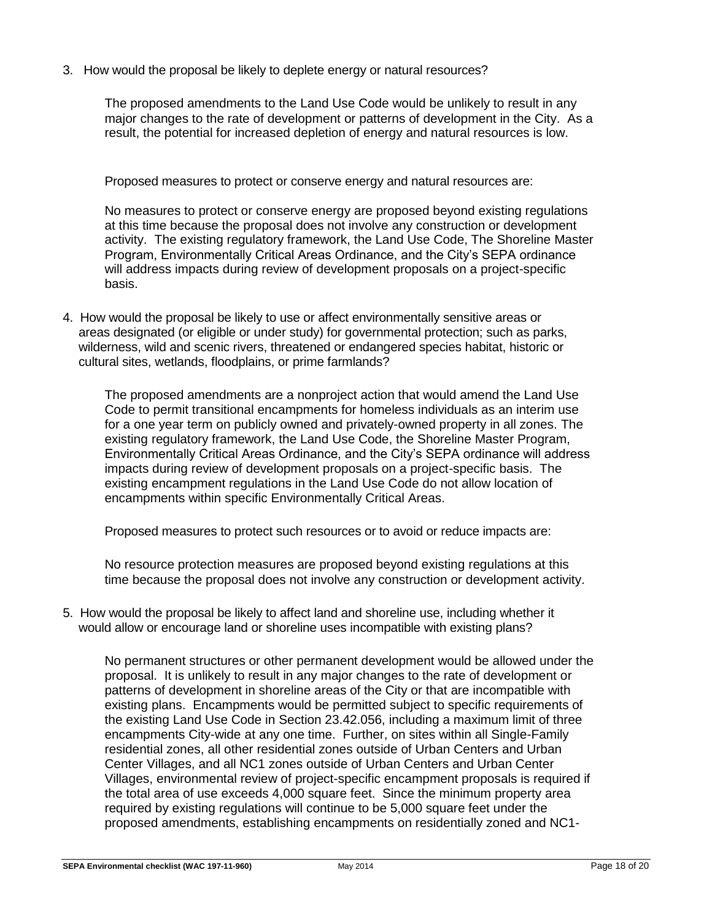3. How would the proposal be likely to deplete energy or natural resources?

   The proposed amendments to the Land Use Code would be unlikely to result in any major changes to the rate of development or patterns of development in the City. As a result, the potential for increased depletion of energy and natural resources is low.

   Proposed measures to protect or conserve energy and natural resources are:

   No measures to protect or conserve energy are proposed beyond existing regulations at this time because the proposal does not involve any construction or development activity. The existing regulatory framework, the Land Use Code, The Shoreline Master Program, Environmentally Critical Areas Ordinance, and the City's SEPA ordinance will address impacts during review of development proposals on a project-specific basis.

4. How would the proposal be likely to use or affect environmentally sensitive areas or areas designated (or eligible or under study) for governmental protection; such as parks, wilderness, wild and scenic rivers, threatened or endangered species habitat, historic or cultural sites, wetlands, floodplains, or prime farmlands?

   The proposed amendments are a nonproject action that would amend the Land Use Code to permit transitional encampments for homeless individuals as an interim use for a one year term on publicly owned and privately-owned property in all zones. The existing regulatory framework, the Land Use Code, the Shoreline Master Program, Environmentally Critical Areas Ordinance, and the City's SEPA ordinance will address impacts during review of development proposals on a project-specific basis. The existing encampment regulations in the Land Use Code do not allow location of encampments within specific Environmentally Critical Areas.

   Proposed measures to protect such resources or to avoid or reduce impacts are:

   No resource protection measures are proposed beyond existing regulations at this time because the proposal does not involve any construction or development activity.

5. How would the proposal be likely to affect land and shoreline use, including whether it would allow or encourage land or shoreline uses incompatible with existing plans?

   No permanent structures or other permanent development would be allowed under the proposal. It is unlikely to result in any major changes to the rate of development or patterns of development in shoreline areas of the City or that are incompatible with existing plans. Encampments would be permitted subject to specific requirements of the existing Land Use Code in Section 23.42.056, including a maximum limit of three encampments City-wide at any one time. Further, on sites within all Single-Family residential zones, all other residential zones outside of Urban Centers and Urban Center Villages, and all NC1 zones outside of Urban Centers and Urban Center Villages, environmental review of project-specific encampment proposals is required if the total area of use exceeds 4,000 square feet. Since the minimum property area required by existing regulations will continue to be 5,000 square feet under the proposed amendments, establishing encampments on residentially zoned and NC1-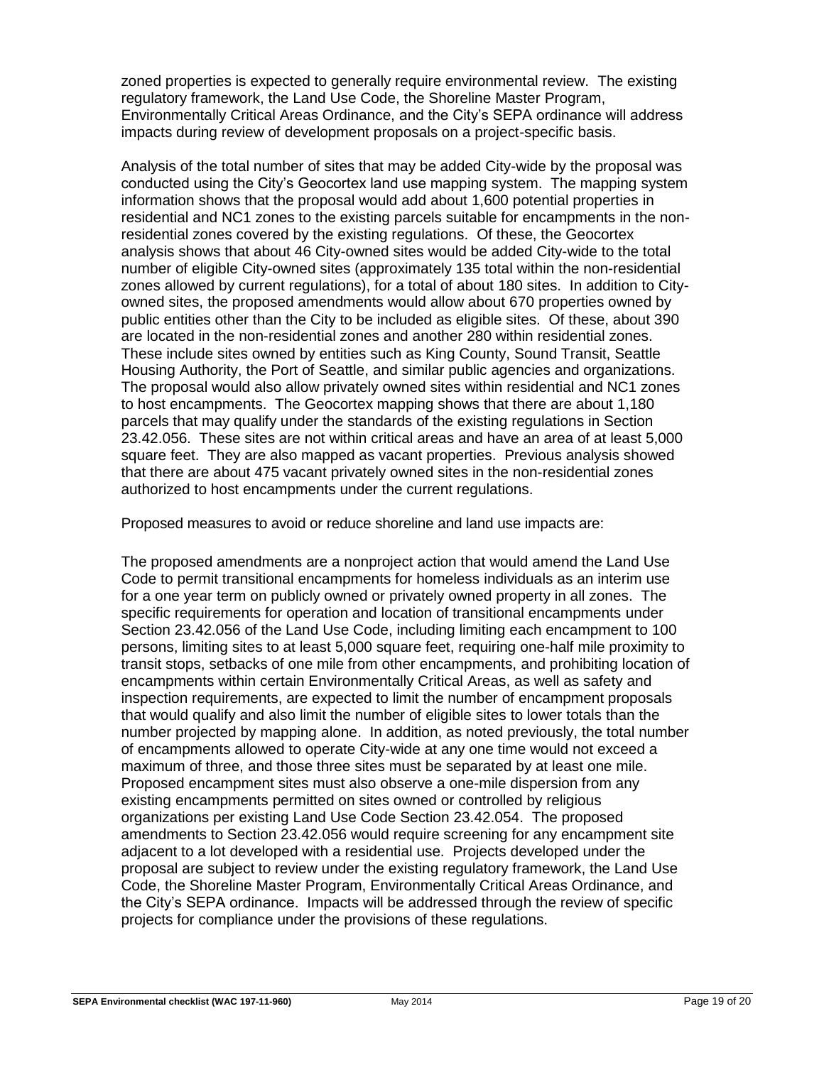zoned properties is expected to generally require environmental review. The existing regulatory framework, the Land Use Code, the Shoreline Master Program, Environmentally Critical Areas Ordinance, and the City's SEPA ordinance will address impacts during review of development proposals on a project-specific basis.

Analysis of the total number of sites that may be added City-wide by the proposal was conducted using the City's Geocortex land use mapping system. The mapping system information shows that the proposal would add about 1,600 potential properties in residential and NC1 zones to the existing parcels suitable for encampments in the non-residential zones covered by the existing regulations. Of these, the Geocortex analysis shows that about 46 City-owned sites would be added City-wide to the total number of eligible City-owned sites (approximately 135 total within the non-residential zones allowed by current regulations), for a total of about 180 sites. In addition to City-owned sites, the proposed amendments would allow about 670 properties owned by public entities other than the City to be included as eligible sites. Of these, about 390 are located in the non-residential zones and another 280 within residential zones. These include sites owned by entities such as King County, Sound Transit, Seattle Housing Authority, the Port of Seattle, and similar public agencies and organizations. The proposal would also allow privately owned sites within residential and NC1 zones to host encampments. The Geocortex mapping shows that there are about 1,180 parcels that may qualify under the standards of the existing regulations in Section 23.42.056. These sites are not within critical areas and have an area of at least 5,000 square feet. They are also mapped as vacant properties. Previous analysis showed that there are about 475 vacant privately owned sites in the non-residential zones authorized to host encampments under the current regulations.

Proposed measures to avoid or reduce shoreline and land use impacts are:

The proposed amendments are a nonproject action that would amend the Land Use Code to permit transitional encampments for homeless individuals as an interim use for a one year term on publicly owned or privately owned property in all zones. The specific requirements for operation and location of transitional encampments under Section 23.42.056 of the Land Use Code, including limiting each encampment to 100 persons, limiting sites to at least 5,000 square feet, requiring one-half mile proximity to transit stops, setbacks of one mile from other encampments, and prohibiting location of encampments within certain Environmentally Critical Areas, as well as safety and inspection requirements, are expected to limit the number of encampment proposals that would qualify and also limit the number of eligible sites to lower totals than the number projected by mapping alone. In addition, as noted previously, the total number of encampments allowed to operate City-wide at any one time would not exceed a maximum of three, and those three sites must be separated by at least one mile. Proposed encampment sites must also observe a one-mile dispersion from any existing encampments permitted on sites owned or controlled by religious organizations per existing Land Use Code Section 23.42.054. The proposed amendments to Section 23.42.056 would require screening for any encampment site adjacent to a lot developed with a residential use. Projects developed under the proposal are subject to review under the existing regulatory framework, the Land Use Code, the Shoreline Master Program, Environmentally Critical Areas Ordinance, and the City's SEPA ordinance. Impacts will be addressed through the review of specific projects for compliance under the provisions of these regulations.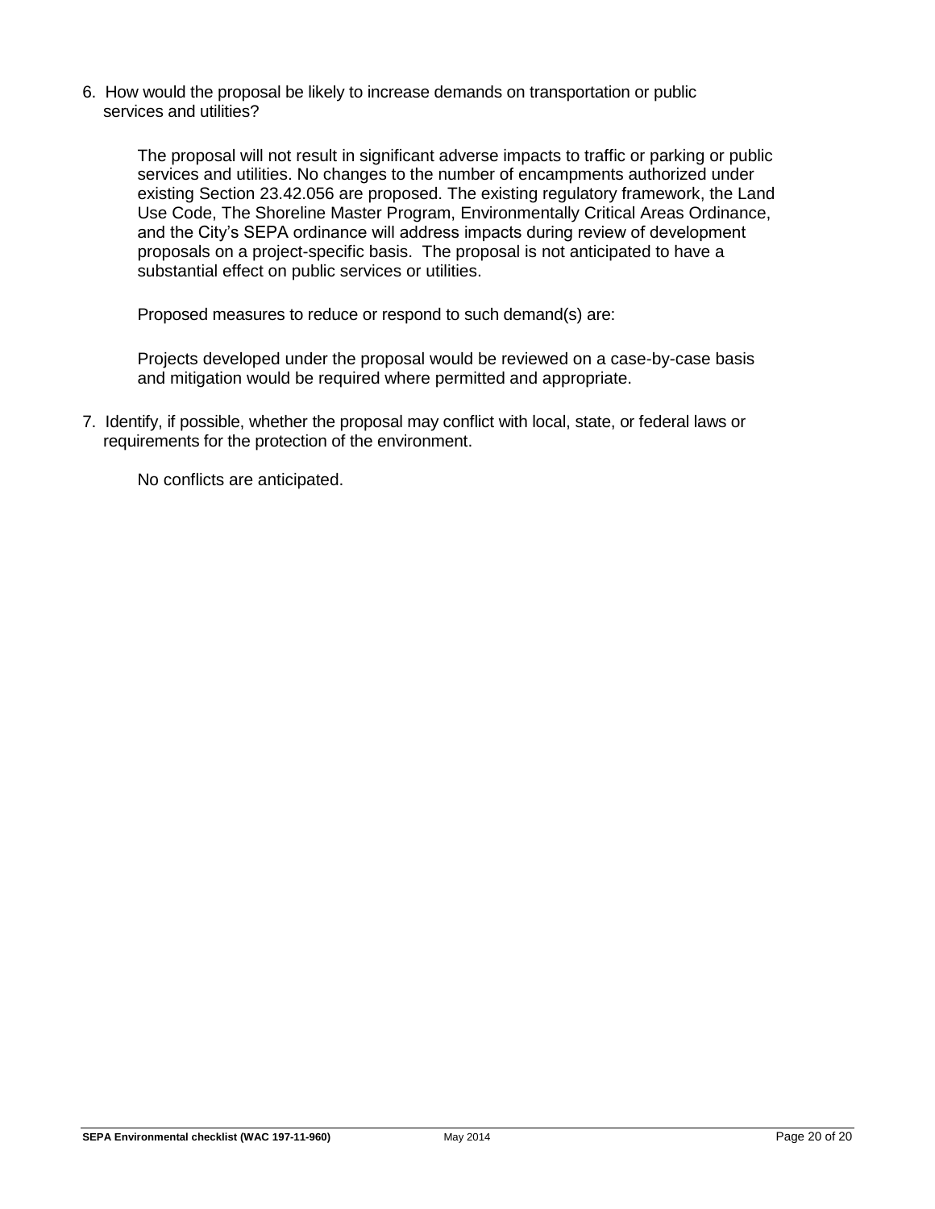6. How would the proposal be likely to increase demands on transportation or public services and utilities?

   The proposal will not result in significant adverse impacts to traffic or parking or public services and utilities. No changes to the number of encampments authorized under existing Section 23.42.056 are proposed. The existing regulatory framework, the Land Use Code, The Shoreline Master Program, Environmentally Critical Areas Ordinance, and the City's SEPA ordinance will address impacts during review of development proposals on a project-specific basis. The proposal is not anticipated to have a substantial effect on public services or utilities.

   Proposed measures to reduce or respond to such demand(s) are:

   Projects developed under the proposal would be reviewed on a case-by-case basis and mitigation would be required where permitted and appropriate.

7. Identify, if possible, whether the proposal may conflict with local, state, or federal laws or requirements for the protection of the environment.

   No conflicts are anticipated.